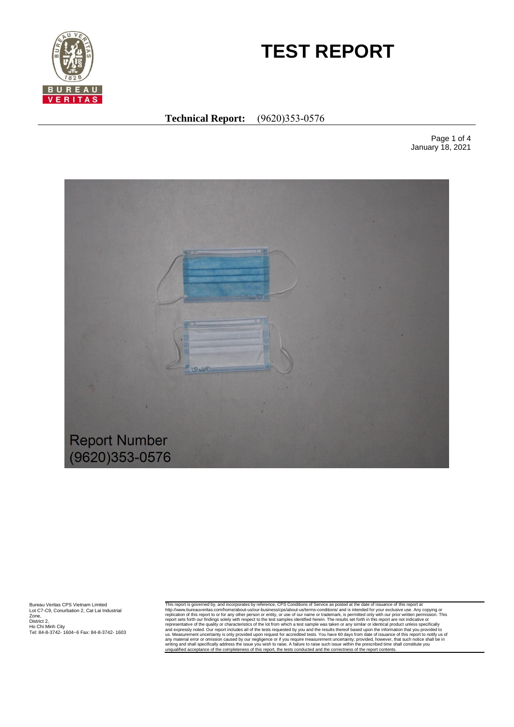# TEST REPORT

**Technical Report:** (9620)353-0576

January 18, 2021

Report Number
(9620)353-0576

Bureau Veritas CPS Vietnam Limited
Lot C7-C9, Conurbation 2, Cat Lai Industrial Zone,
District 2,
Ho Chi Minh City
Tel: 84-8-3742- 1604~6 Fax: 84-8-3742- 1603

This report is governed by, and incorporates by reference, CPS Conditions of Service as posted at the date of issuance of this report at http://www.bureauveritas.com/home/about-us/our-business/cps/about-us/terms-conditions/ and is intended for your exclusive use. Any copying or replication of this report to or for any other person or entity, or use of our name or trademark, is permitted only with our prior written permission. This report sets forth our findings solely with respect to the test samples identified herein. The results set forth in this report are not indicative or representative of the quality or characteristics of the lot from which a test sample was taken or any similar or identical product unless specifically and expressly noted. Our report includes all of the tests requested by you and the results thereof based upon the information that you provided to us. Measurement uncertainty is only provided upon request for accredited tests. You have 60 days from date of issuance of this report to notify us of any material error or omission caused by our negligence or if you require measurement uncertainty; provided, however, that such notice shall be in writing and shall specifically address the issue you wish to raise. A failure to raise such issue within the prescribed time shall constitute you unqualified acceptance of the completeness of this report, the tests conducted and the correctness of the report contents.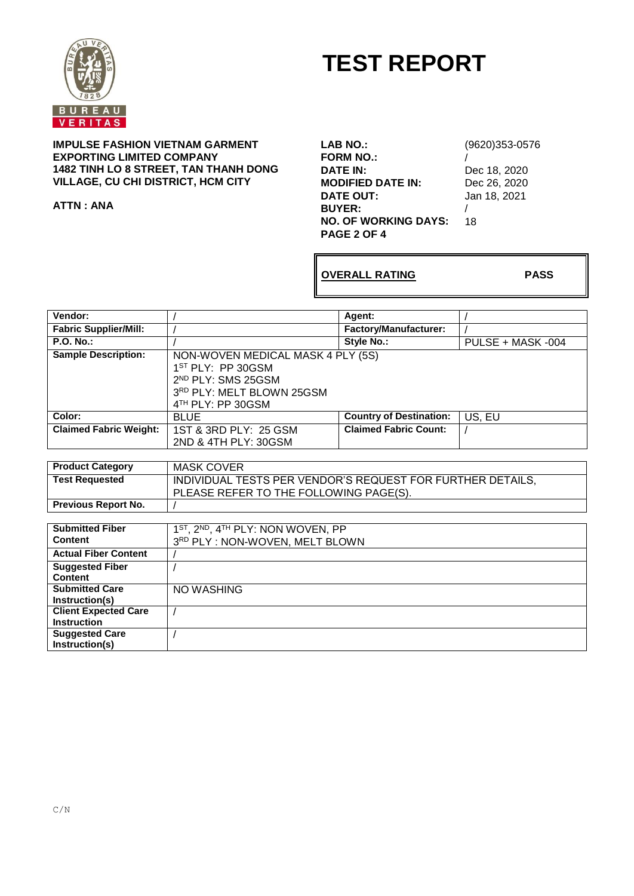# TEST REPORT

**IMPULSE FASHION VIETNAM GARMENT EXPORTING LIMITED COMPANY**
**1482 TINH LO 8 STREET, TAN THANH DONG VILLAGE, CU CHI DISTRICT, HCM CITY**

**ATTN : ANA**

| | |
|---|---|
| **LAB NO.:** | (9620)353-0576 |
| **FORM NO.:** | / |
| **DATE IN:** | Dec 18, 2020 |
| **MODIFIED DATE IN:** | Dec 26, 2020 |
| **DATE OUT:** | Jan 18, 2021 |
| **BUYER:** | / |
| **NO. OF WORKING DAYS:** | 18 |

**PAGE 2 OF 4**

| **OVERALL RATING** | **PASS** |
|---|---|

| **Vendor:** | / | **Agent:** | / |
|---|---|---|---|
| **Fabric Supplier/Mill:** | / | **Factory/Manufacturer:** | / |
| **P.O. No.:** | / | **Style No.:** | PULSE + MASK -004 |
| **Sample Description:** | NON-WOVEN MEDICAL MASK 4 PLY (5S)<br>1ST PLY: PP 30GSM<br>2ND PLY: SMS 25GSM<br>3RD PLY: MELT BLOWN 25GSM<br>4TH PLY: PP 30GSM | | |
| **Color:** | BLUE | **Country of Destination:** | US, EU |
| **Claimed Fabric Weight:** | 1ST & 3RD PLY: 25 GSM<br>2ND & 4TH PLY: 30GSM | **Claimed Fabric Count:** | / |

| **Product Category** | MASK COVER |
|---|---|
| **Test Requested** | INDIVIDUAL TESTS PER VENDOR'S REQUEST FOR FURTHER DETAILS, PLEASE REFER TO THE FOLLOWING PAGE(S). |
| **Previous Report No.** | / |

| **Submitted Fiber Content** | 1ST, 2ND, 4TH PLY: NON WOVEN, PP<br>3RD PLY : NON-WOVEN, MELT BLOWN |
|---|---|
| **Actual Fiber Content** | / |
| **Suggested Fiber Content** | / |
| **Submitted Care Instruction(s)** | NO WASHING |
| **Client Expected Care Instruction** | / |
| **Suggested Care Instruction(s)** | / |

C/N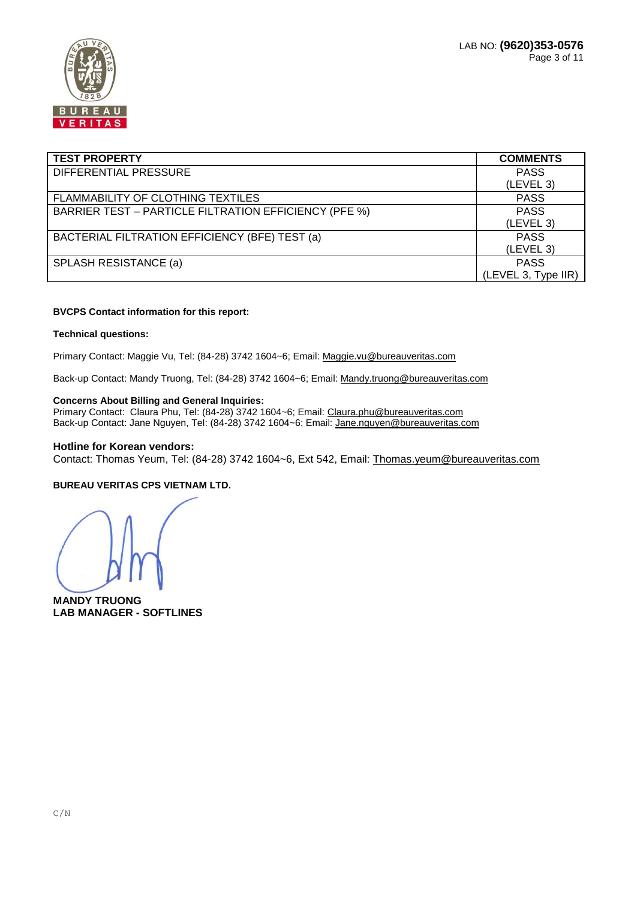| TEST PROPERTY | COMMENTS |
|---|---|
| DIFFERENTIAL PRESSURE | PASS (LEVEL 3) |
| FLAMMABILITY OF CLOTHING TEXTILES | PASS |
| BARRIER TEST – PARTICLE FILTRATION EFFICIENCY (PFE %) | PASS (LEVEL 3) |
| BACTERIAL FILTRATION EFFICIENCY (BFE) TEST (a) | PASS (LEVEL 3) |
| SPLASH RESISTANCE (a) | PASS (LEVEL 3, Type IIR) |

**BVCPS Contact information for this report:**

**Technical questions:**

Primary Contact: Maggie Vu, Tel: (84-28) 3742 1604~6; Email: Maggie.vu@bureauveritas.com

Back-up Contact: Mandy Truong, Tel: (84-28) 3742 1604~6; Email: Mandy.truong@bureauveritas.com

**Concerns About Billing and General Inquiries:**
Primary Contact: Claura Phu, Tel: (84-28) 3742 1604~6; Email: Claura.phu@bureauveritas.com
Back-up Contact: Jane Nguyen, Tel: (84-28) 3742 1604~6; Email: Jane.nguyen@bureauveritas.com

**Hotline for Korean vendors:**
Contact: Thomas Yeum, Tel: (84-28) 3742 1604~6, Ext 542, Email: Thomas.yeum@bureauveritas.com

**BUREAU VERITAS CPS VIETNAM LTD.**

**MANDY TRUONG**
**LAB MANAGER - SOFTLINES**

C/N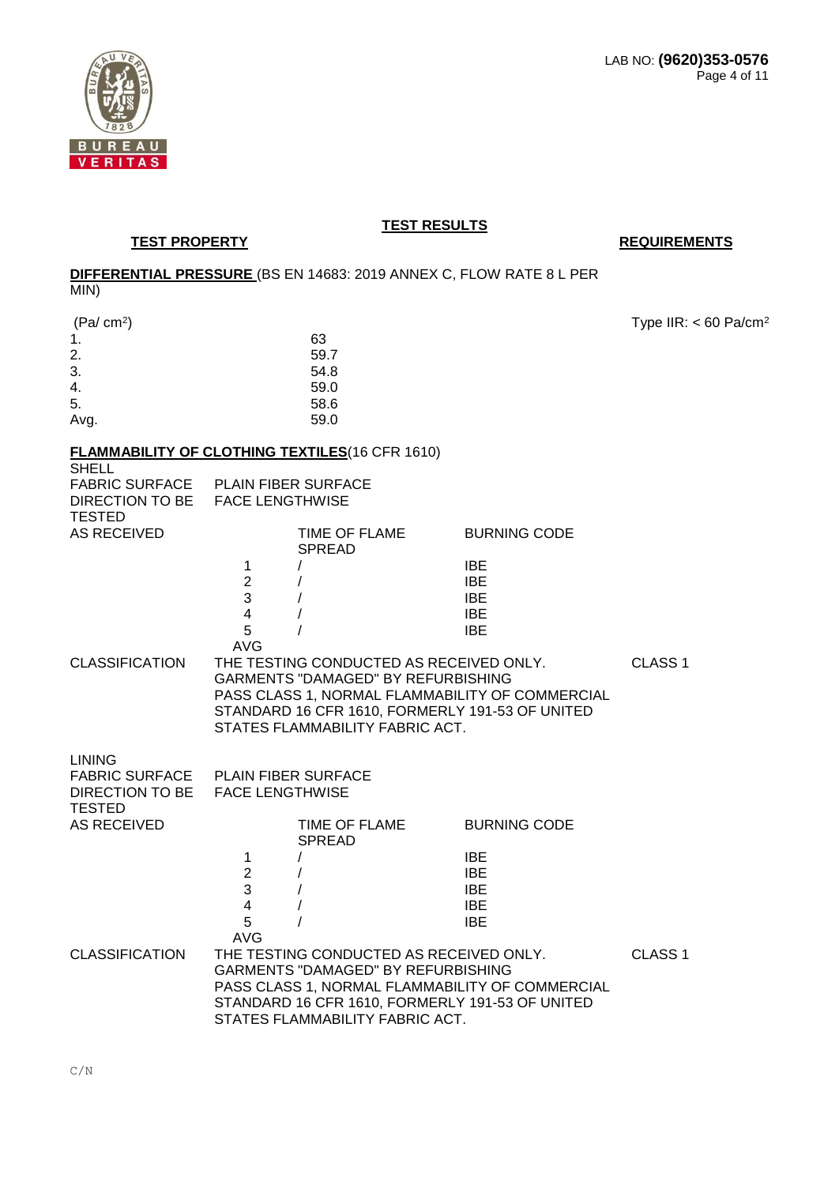## TEST RESULTS

| TEST PROPERTY | | REQUIREMENTS |
|---|---|---|

**DIFFERENTIAL PRESSURE** (BS EN 14683: 2019 ANNEX C, FLOW RATE 8 L PER MIN)

| (Pa/ $cm^2$) | | Type IIR: < 60 Pa/$cm^2$ |
|---|---|---|
| 1. | 63 | |
| 2. | 59.7 | |
| 3. | 54.8 | |
| 4. | 59.0 | |
| 5. | 58.6 | |
| Avg. | 59.0 | |

**FLAMMABILITY OF CLOTHING TEXTILES**(16 CFR 1610)

SHELL

| | | | | |
|---|---|---|---|---|
| FABRIC SURFACE | PLAIN FIBER SURFACE | | | |
| DIRECTION TO BE TESTED | FACE LENGTHWISE | | | |
| AS RECEIVED | | TIME OF FLAME SPREAD | BURNING CODE | |
| | 1 | / | IBE | |
| | 2 | / | IBE | |
| | 3 | / | IBE | |
| | 4 | / | IBE | |
| | 5 | / | IBE | |
| | AVG | | | |
| CLASSIFICATION | THE TESTING CONDUCTED AS RECEIVED ONLY. GARMENTS "DAMAGED" BY REFURBISHING PASS CLASS 1, NORMAL FLAMMABILITY OF COMMERCIAL STANDARD 16 CFR 1610, FORMERLY 191-53 OF UNITED STATES FLAMMABILITY FABRIC ACT. | | | CLASS 1 |

LINING

| | | | | |
|---|---|---|---|---|
| FABRIC SURFACE | PLAIN FIBER SURFACE | | | |
| DIRECTION TO BE TESTED | FACE LENGTHWISE | | | |
| AS RECEIVED | | TIME OF FLAME SPREAD | BURNING CODE | |
| | 1 | / | IBE | |
| | 2 | / | IBE | |
| | 3 | / | IBE | |
| | 4 | / | IBE | |
| | 5 | / | IBE | |
| | AVG | | | |
| CLASSIFICATION | THE TESTING CONDUCTED AS RECEIVED ONLY. GARMENTS "DAMAGED" BY REFURBISHING PASS CLASS 1, NORMAL FLAMMABILITY OF COMMERCIAL STANDARD 16 CFR 1610, FORMERLY 191-53 OF UNITED STATES FLAMMABILITY FABRIC ACT. | | | CLASS 1 |

C/N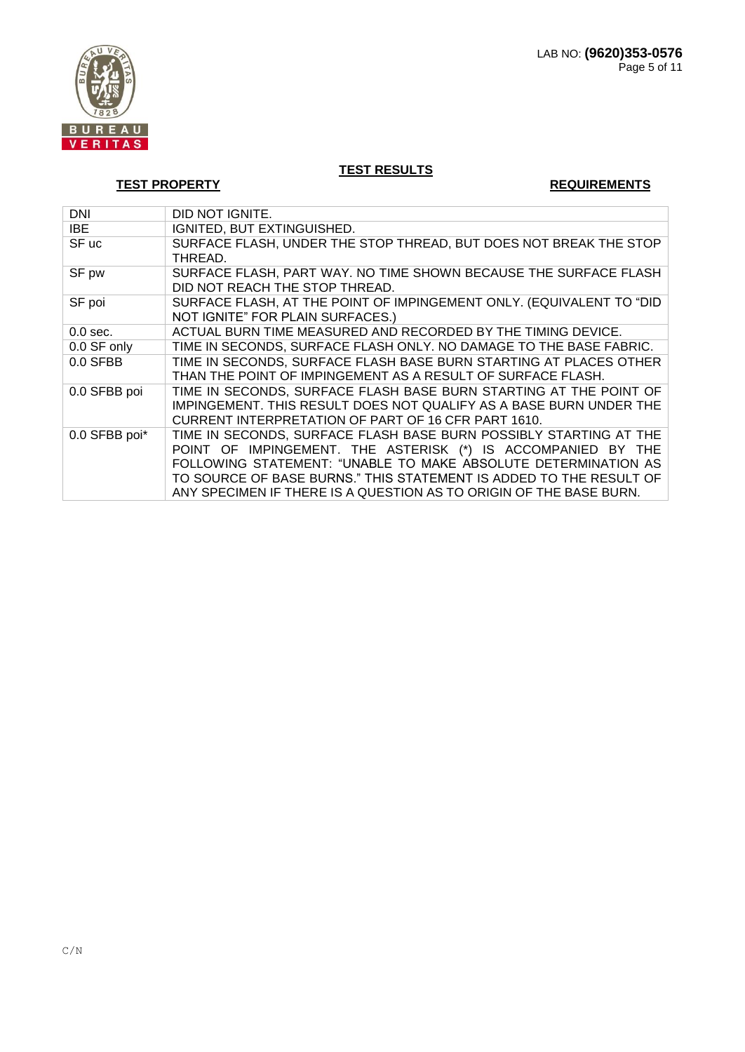## TEST RESULTS

**TEST PROPERTY** **REQUIREMENTS**

| | |
|---|---|
| DNI | DID NOT IGNITE. |
| IBE | IGNITED, BUT EXTINGUISHED. |
| SF uc | SURFACE FLASH, UNDER THE STOP THREAD, BUT DOES NOT BREAK THE STOP THREAD. |
| SF pw | SURFACE FLASH, PART WAY. NO TIME SHOWN BECAUSE THE SURFACE FLASH DID NOT REACH THE STOP THREAD. |
| SF poi | SURFACE FLASH, AT THE POINT OF IMPINGEMENT ONLY. (EQUIVALENT TO "DID NOT IGNITE" FOR PLAIN SURFACES.) |
| 0.0 sec. | ACTUAL BURN TIME MEASURED AND RECORDED BY THE TIMING DEVICE. |
| 0.0 SF only | TIME IN SECONDS, SURFACE FLASH ONLY. NO DAMAGE TO THE BASE FABRIC. |
| 0.0 SFBB | TIME IN SECONDS, SURFACE FLASH BASE BURN STARTING AT PLACES OTHER THAN THE POINT OF IMPINGEMENT AS A RESULT OF SURFACE FLASH. |
| 0.0 SFBB poi | TIME IN SECONDS, SURFACE FLASH BASE BURN STARTING AT THE POINT OF IMPINGEMENT. THIS RESULT DOES NOT QUALIFY AS A BASE BURN UNDER THE CURRENT INTERPRETATION OF PART OF 16 CFR PART 1610. |
| 0.0 SFBB poi* | TIME IN SECONDS, SURFACE FLASH BASE BURN POSSIBLY STARTING AT THE POINT OF IMPINGEMENT. THE ASTERISK (*) IS ACCOMPANIED BY THE FOLLOWING STATEMENT: "UNABLE TO MAKE ABSOLUTE DETERMINATION AS TO SOURCE OF BASE BURNS." THIS STATEMENT IS ADDED TO THE RESULT OF ANY SPECIMEN IF THERE IS A QUESTION AS TO ORIGIN OF THE BASE BURN. |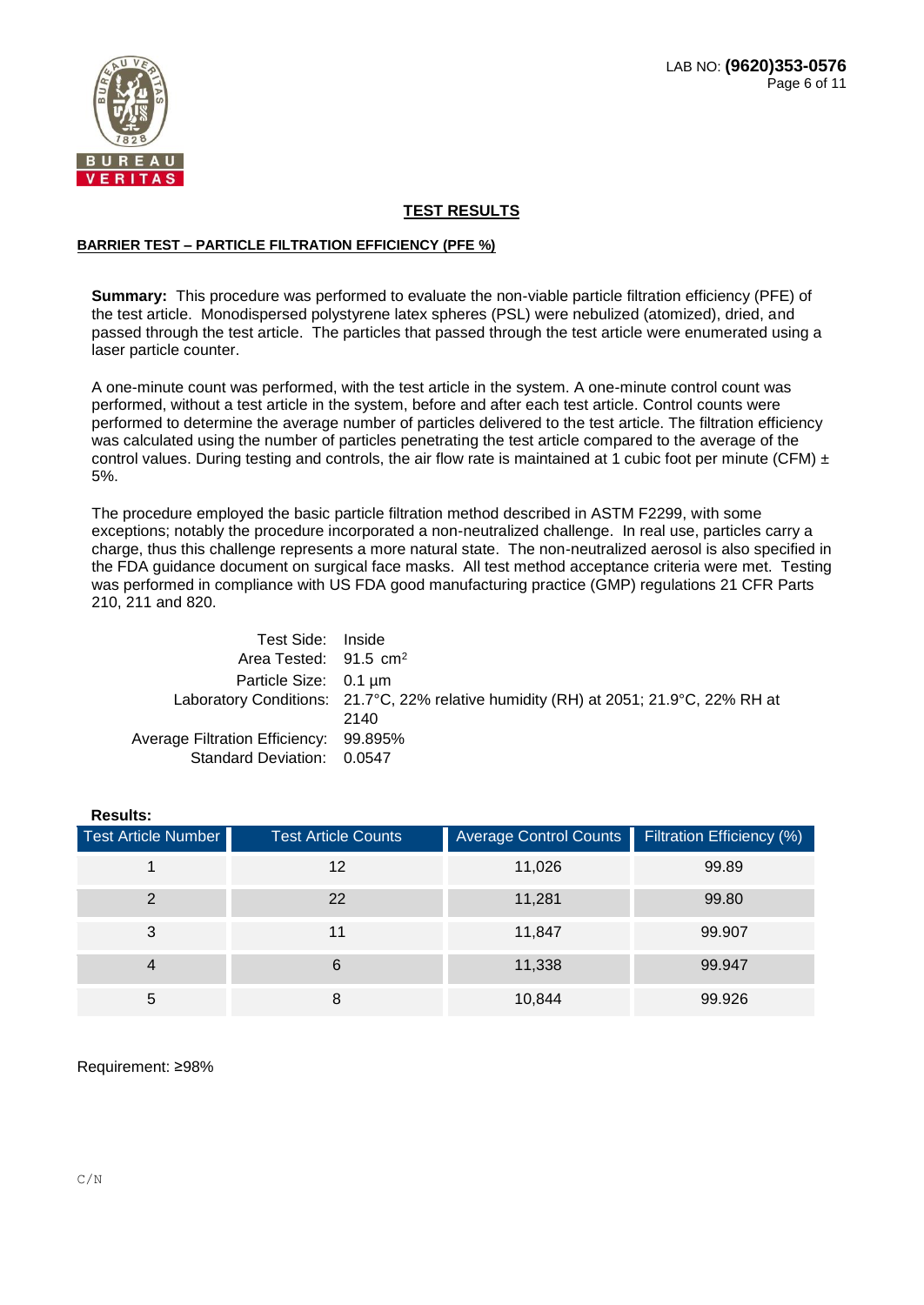## TEST RESULTS

### BARRIER TEST – PARTICLE FILTRATION EFFICIENCY (PFE %)

**Summary:** This procedure was performed to evaluate the non-viable particle filtration efficiency (PFE) of the test article. Monodispersed polystyrene latex spheres (PSL) were nebulized (atomized), dried, and passed through the test article. The particles that passed through the test article were enumerated using a laser particle counter.

A one-minute count was performed, with the test article in the system. A one-minute control count was performed, without a test article in the system, before and after each test article. Control counts were performed to determine the average number of particles delivered to the test article. The filtration efficiency was calculated using the number of particles penetrating the test article compared to the average of the control values. During testing and controls, the air flow rate is maintained at 1 cubic foot per minute (CFM) ± 5%.

The procedure employed the basic particle filtration method described in ASTM F2299, with some exceptions; notably the procedure incorporated a non-neutralized challenge. In real use, particles carry a charge, thus this challenge represents a more natural state. The non-neutralized aerosol is also specified in the FDA guidance document on surgical face masks. All test method acceptance criteria were met. Testing was performed in compliance with US FDA good manufacturing practice (GMP) regulations 21 CFR Parts 210, 211 and 820.

Test Side: Inside
Area Tested: 91.5 $cm^2$
Particle Size: 0.1 µm
Laboratory Conditions: 21.7°C, 22% relative humidity (RH) at 2051; 21.9°C, 22% RH at 2140
Average Filtration Efficiency: 99.895%
Standard Deviation: 0.0547

**Results:**

| Test Article Number | Test Article Counts | Average Control Counts | Filtration Efficiency (%) |
|---|---|---|---|
| 1 | 12 | 11,026 | 99.89 |
| 2 | 22 | 11,281 | 99.80 |
| 3 | 11 | 11,847 | 99.907 |
| 4 | 6 | 11,338 | 99.947 |
| 5 | 8 | 10,844 | 99.926 |

Requirement: ≥98%

C/N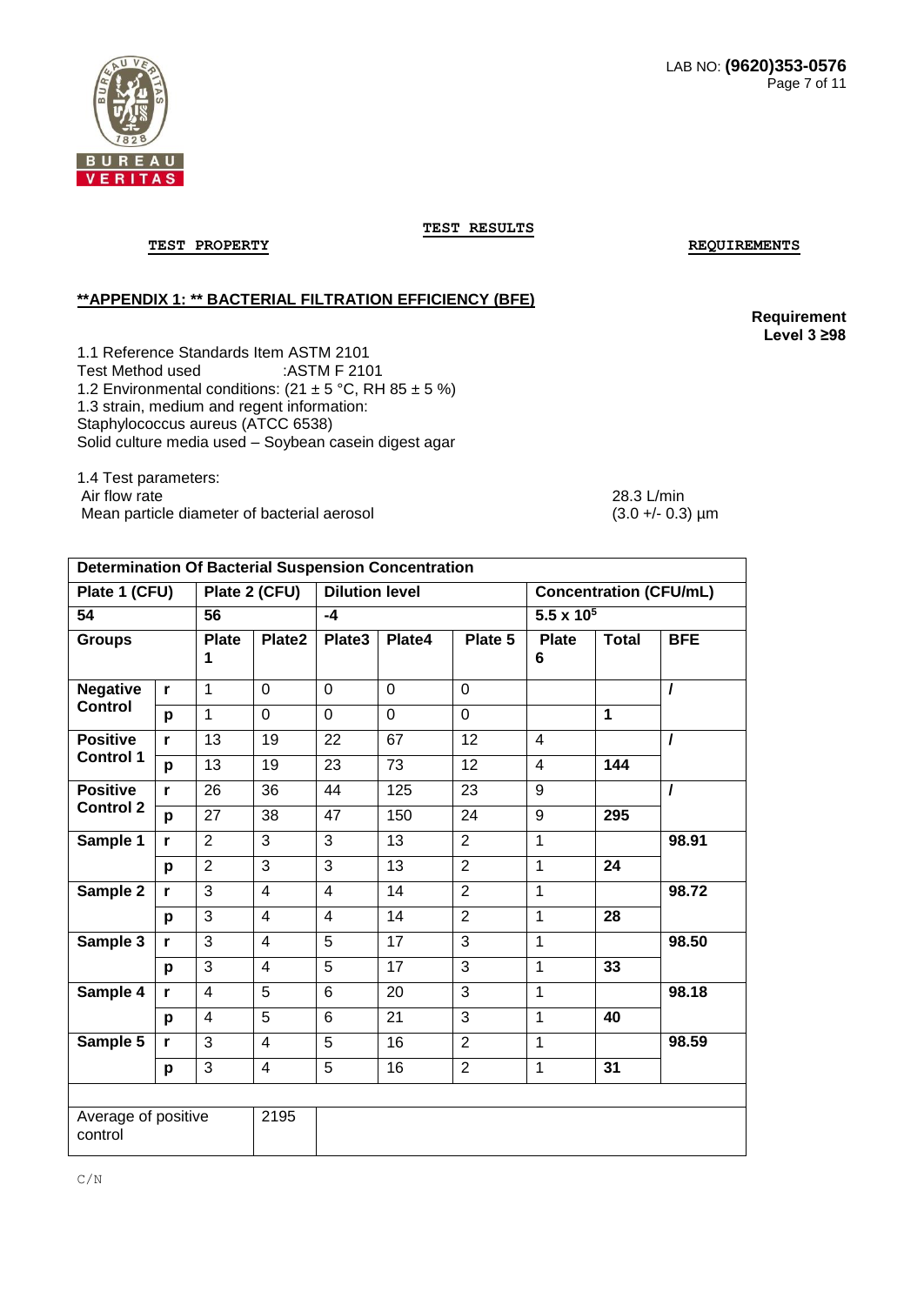**TEST RESULTS**

**TEST PROPERTY** **REQUIREMENTS**

**\*\*APPENDIX 1: \*\* BACTERIAL FILTRATION EFFICIENCY (BFE)**

**Requirement Level 3 ≥98**

1.1 Reference Standards Item ASTM 2101
Test Method used :ASTM F 2101
1.2 Environmental conditions: (21 ± 5 °C, RH 85 ± 5 %)
1.3 strain, medium and regent information:
Staphylococcus aureus (ATCC 6538)
Solid culture media used – Soybean casein digest agar

1.4 Test parameters:
Air flow rate 28.3 L/min
Mean particle diameter of bacterial aerosol (3.0 +/- 0.3) µm

| **Determination Of Bacterial Suspension Concentration** | | | | | | | | | |
|---|---|---|---|---|---|---|---|---|---|
| **Plate 1 (CFU)** | | **Plate 2 (CFU)** | | **Dilution level** | | | **Concentration (CFU/mL)** | | |
| **54** | | **56** | | **-4** | | | **$5.5 \times 10^5$** | | |
| **Groups** | | **Plate 1** | **Plate2** | **Plate3** | **Plate4** | **Plate 5** | **Plate 6** | **Total** | **BFE** |
| **Negative Control** | **r** | 1 | 0 | 0 | 0 | 0 | | | **/** |
| | **p** | 1 | 0 | 0 | 0 | 0 | | **1** | |
| **Positive Control 1** | **r** | 13 | 19 | 22 | 67 | 12 | 4 | | **/** |
| | **p** | 13 | 19 | 23 | 73 | 12 | 4 | **144** | |
| **Positive Control 2** | **r** | 26 | 36 | 44 | 125 | 23 | 9 | | **/** |
| | **p** | 27 | 38 | 47 | 150 | 24 | 9 | **295** | |
| **Sample 1** | **r** | 2 | 3 | 3 | 13 | 2 | 1 | | **98.91** |
| | **p** | 2 | 3 | 3 | 13 | 2 | 1 | **24** | |
| **Sample 2** | **r** | 3 | 4 | 4 | 14 | 2 | 1 | | **98.72** |
| | **p** | 3 | 4 | 4 | 14 | 2 | 1 | **28** | |
| **Sample 3** | **r** | 3 | 4 | 5 | 17 | 3 | 1 | | **98.50** |
| | **p** | 3 | 4 | 5 | 17 | 3 | 1 | **33** | |
| **Sample 4** | **r** | 4 | 5 | 6 | 20 | 3 | 1 | | **98.18** |
| | **p** | 4 | 5 | 6 | 21 | 3 | 1 | **40** | |
| **Sample 5** | **r** | 3 | 4 | 5 | 16 | 2 | 1 | | **98.59** |
| | **p** | 3 | 4 | 5 | 16 | 2 | 1 | **31** | |
| | | | | | | | | | |
| Average of positive control | | | 2195 | | | | | | |

C/N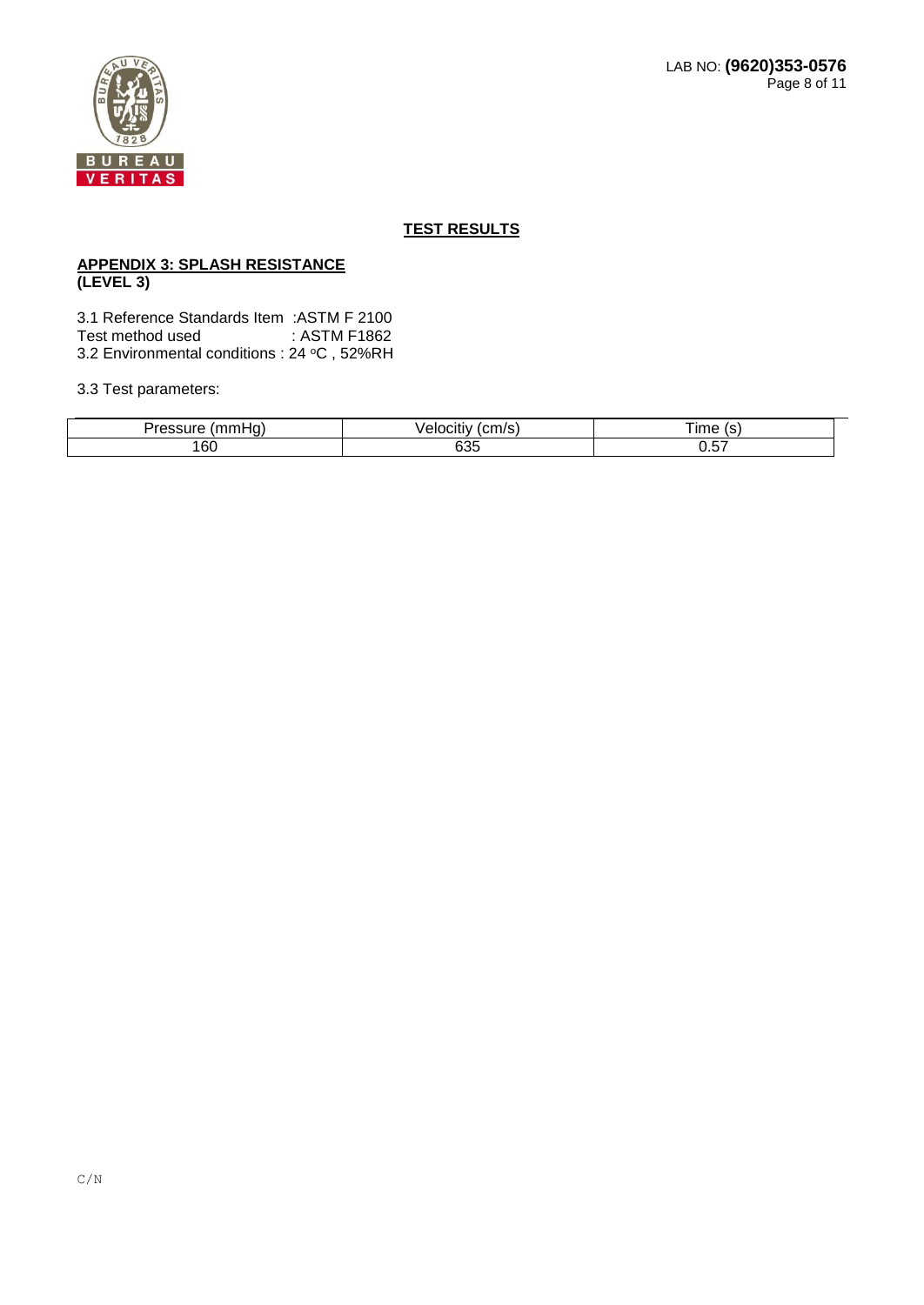## TEST RESULTS

### APPENDIX 3: SPLASH RESISTANCE (LEVEL 3)

3.1 Reference Standards Item :ASTM F 2100
Test method used : ASTM F1862
3.2 Environmental conditions : 24 °C , 52%RH

3.3 Test parameters:

| Pressure (mmHg) | Velocitiy (cm/s) | Time (s) |
|---|---|---|
| 160 | 635 | 0.57 |

C/N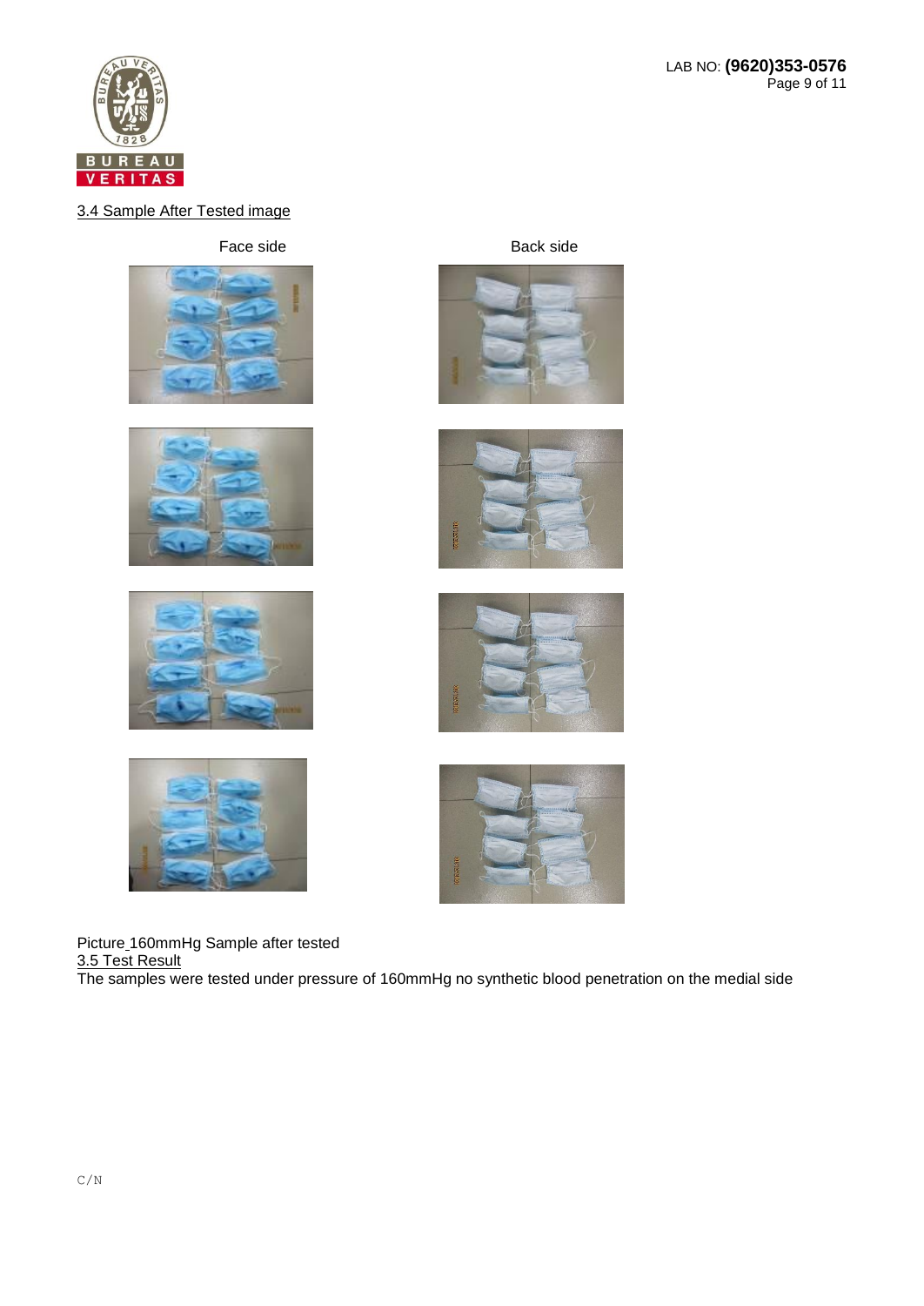LAB NO: **(9620)353-0576**

3.4 Sample After Tested image

Face side

Back side

Picture_160mmHg Sample after tested

3.5 Test Result

The samples were tested under pressure of 160mmHg no synthetic blood penetration on the medial side

C/N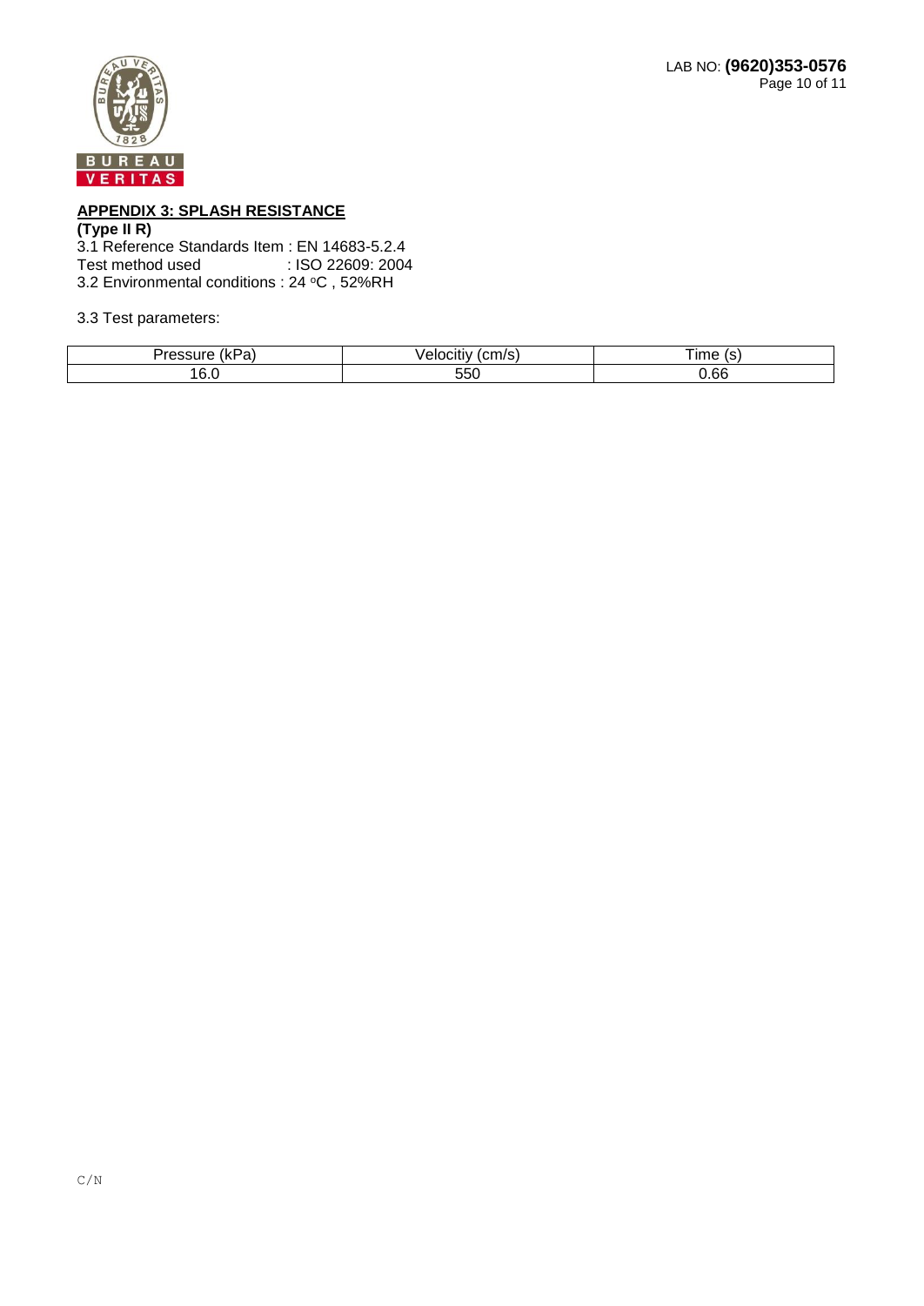## APPENDIX 3: SPLASH RESISTANCE

**(Type II R)**

3.1 Reference Standards Item : EN 14683-5.2.4
Test method used : ISO 22609: 2004

3.2 Environmental conditions : 24 °C , 52%RH

3.3 Test parameters:

| Pressure (kPa) | Velocitiy (cm/s) | Time (s) |
|---|---|---|
| 16.0 | 550 | 0.66 |

C/N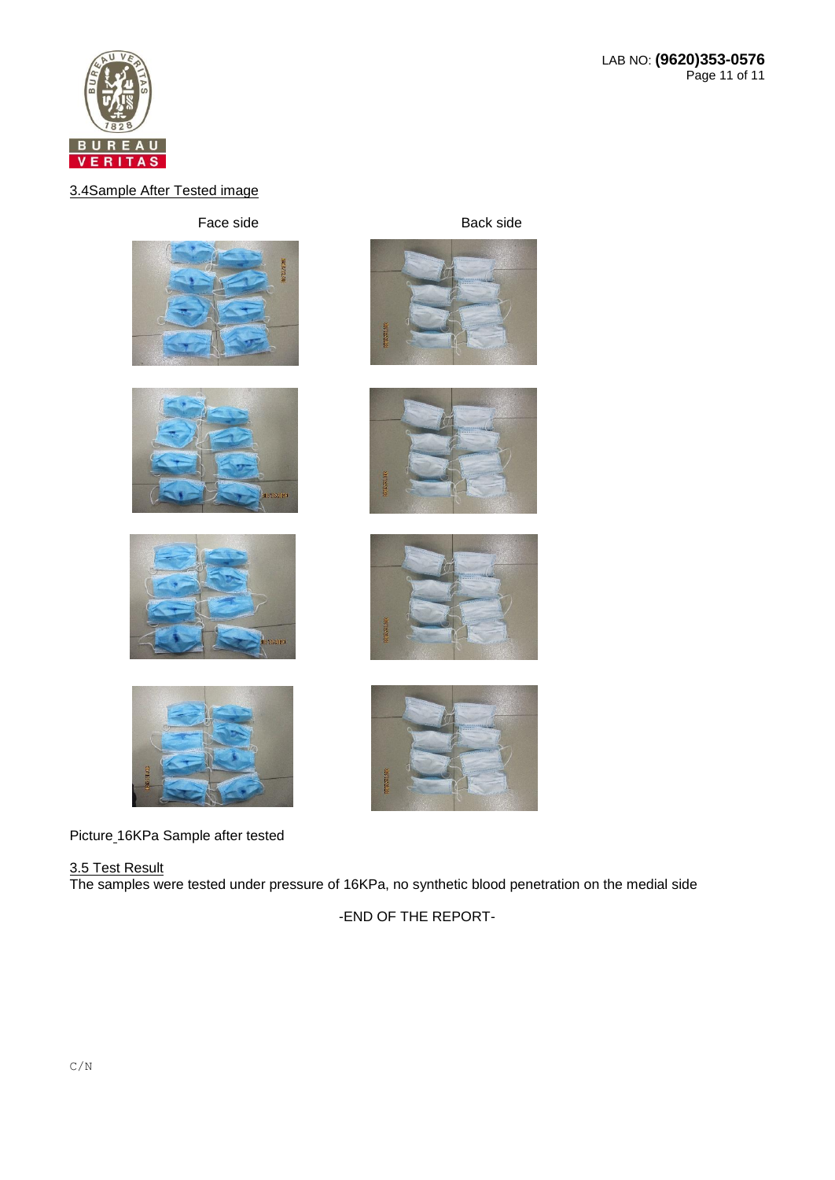## 3.4Sample After Tested image

Face side

Back side

Picture 16KPa Sample after tested

## 3.5 Test Result

The samples were tested under pressure of 16KPa, no synthetic blood penetration on the medial side

-END OF THE REPORT-

C/N